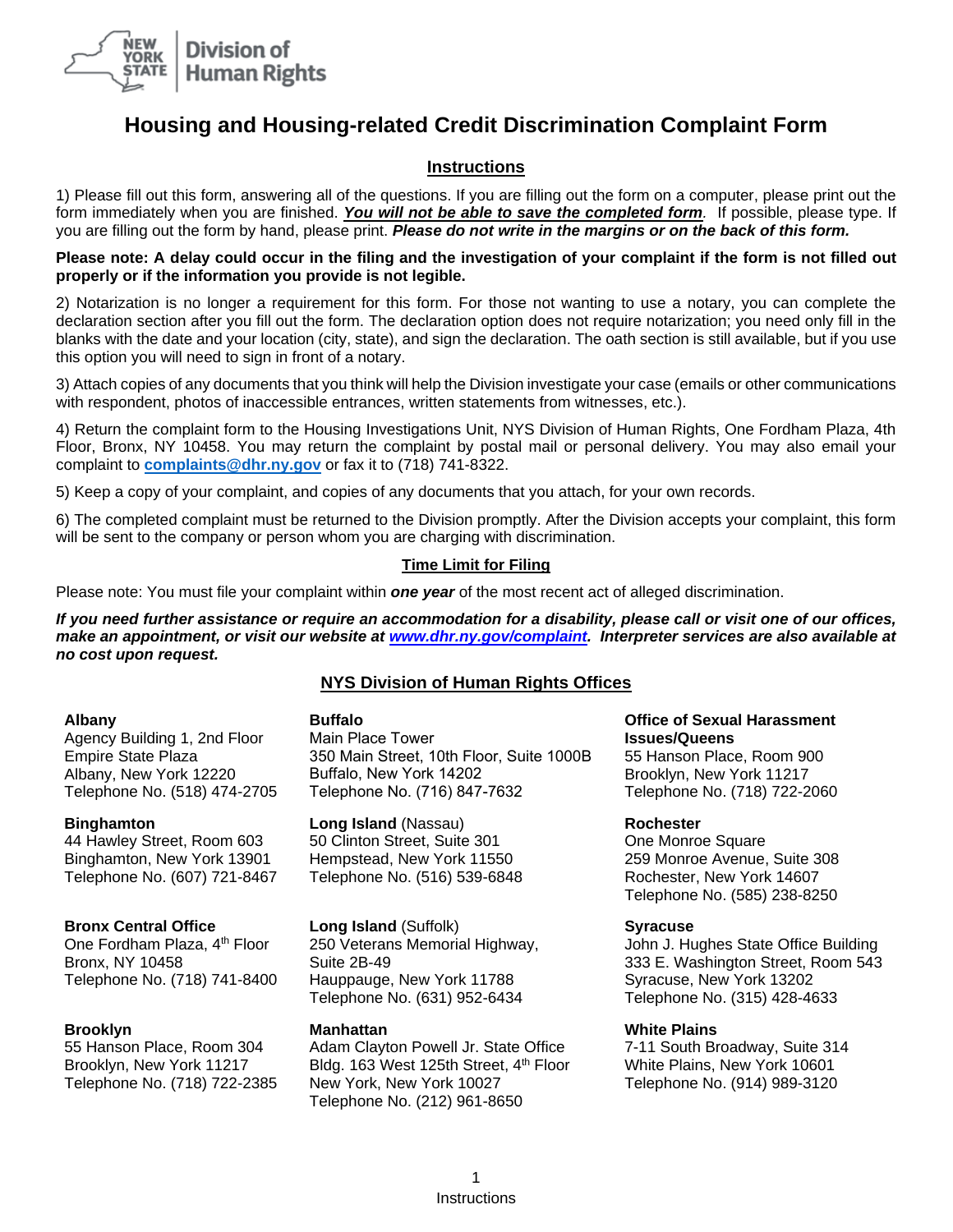New York State Division of Human Rights

# Housing and Housing-related Credit Discrimination Complaint Form

## Instructions

1) Please fill out this form, answering all of the questions. If you are filling out the form on a computer, please print out the form immediately when you are finished. ***You will not be able to save the completed form***. If possible, please type. If you are filling out the form by hand, please print. ***Please do not write in the margins or on the back of this form.***

**Please note: A delay could occur in the filing and the investigation of your complaint if the form is not filled out properly or if the information you provide is not legible.**

2) Notarization is no longer a requirement for this form. For those not wanting to use a notary, you can complete the declaration section after you fill out the form. The declaration option does not require notarization; you need only fill in the blanks with the date and your location (city, state), and sign the declaration. The oath section is still available, but if you use this option you will need to sign in front of a notary.

3) Attach copies of any documents that you think will help the Division investigate your case (emails or other communications with respondent, photos of inaccessible entrances, written statements from witnesses, etc.).

4) Return the complaint form to the Housing Investigations Unit, NYS Division of Human Rights, One Fordham Plaza, 4th Floor, Bronx, NY 10458. You may return the complaint by postal mail or personal delivery. You may also email your complaint to **complaints@dhr.ny.gov** or fax it to (718) 741-8322.

5) Keep a copy of your complaint, and copies of any documents that you attach, for your own records.

6) The completed complaint must be returned to the Division promptly. After the Division accepts your complaint, this form will be sent to the company or person whom you are charging with discrimination.

## Time Limit for Filing

Please note: You must file your complaint within ***one year*** of the most recent act of alleged discrimination.

***If you need further assistance or require an accommodation for a disability, please call or visit one of our offices, make an appointment, or visit our website at www.dhr.ny.gov/complaint. Interpreter services are also available at no cost upon request.***

## NYS Division of Human Rights Offices

**Albany**
Agency Building 1, 2nd Floor
Empire State Plaza
Albany, New York 12220
Telephone No. (518) 474-2705

**Binghamton**
44 Hawley Street, Room 603
Binghamton, New York 13901
Telephone No. (607) 721-8467

**Bronx Central Office**
One Fordham Plaza, 4th Floor
Bronx, NY 10458
Telephone No. (718) 741-8400

**Brooklyn**
55 Hanson Place, Room 304
Brooklyn, New York 11217
Telephone No. (718) 722-2385

**Buffalo**
Main Place Tower
350 Main Street, 10th Floor, Suite 1000B
Buffalo, New York 14202
Telephone No. (716) 847-7632

**Long Island** (Nassau)
50 Clinton Street, Suite 301
Hempstead, New York 11550
Telephone No. (516) 539-6848

**Long Island** (Suffolk)
250 Veterans Memorial Highway,
Suite 2B-49
Hauppauge, New York 11788
Telephone No. (631) 952-6434

**Manhattan**
Adam Clayton Powell Jr. State Office
Bldg. 163 West 125th Street, 4th Floor
New York, New York 10027
Telephone No. (212) 961-8650

**Office of Sexual Harassment Issues/Queens**
55 Hanson Place, Room 900
Brooklyn, New York 11217
Telephone No. (718) 722-2060

**Rochester**
One Monroe Square
259 Monroe Avenue, Suite 308
Rochester, New York 14607
Telephone No. (585) 238-8250

**Syracuse**
John J. Hughes State Office Building
333 E. Washington Street, Room 543
Syracuse, New York 13202
Telephone No. (315) 428-4633

**White Plains**
7-11 South Broadway, Suite 314
White Plains, New York 10601
Telephone No. (914) 989-3120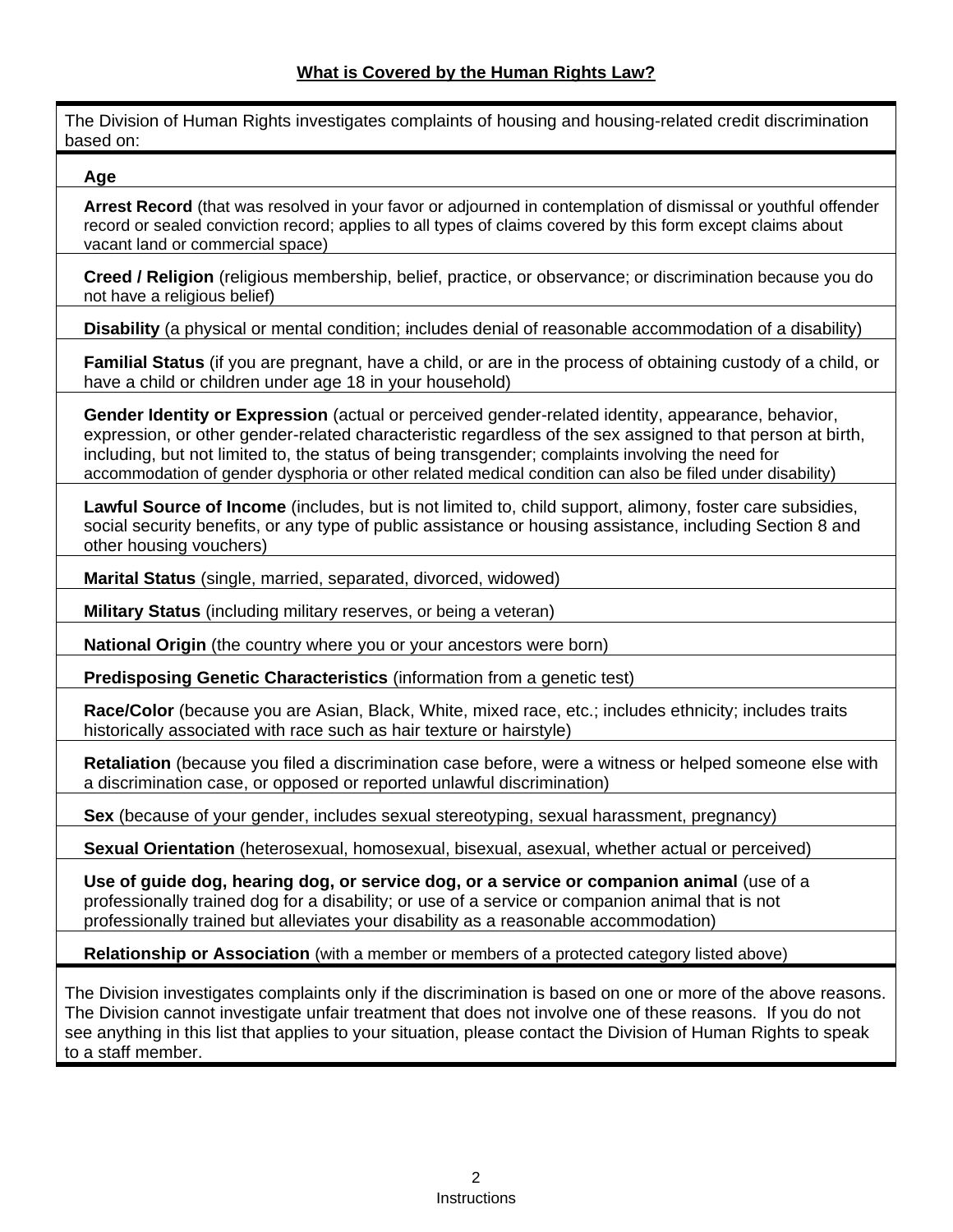## What is Covered by the Human Rights Law?

The Division of Human Rights investigates complaints of housing and housing-related credit discrimination based on:

- **Age**
- **Arrest Record** (that was resolved in your favor or adjourned in contemplation of dismissal or youthful offender record or sealed conviction record; applies to all types of claims covered by this form except claims about vacant land or commercial space)
- **Creed / Religion** (religious membership, belief, practice, or observance; or discrimination because you do not have a religious belief)
- **Disability** (a physical or mental condition; includes denial of reasonable accommodation of a disability)
- **Familial Status** (if you are pregnant, have a child, or are in the process of obtaining custody of a child, or have a child or children under age 18 in your household)
- **Gender Identity or Expression** (actual or perceived gender-related identity, appearance, behavior, expression, or other gender-related characteristic regardless of the sex assigned to that person at birth, including, but not limited to, the status of being transgender; complaints involving the need for accommodation of gender dysphoria or other related medical condition can also be filed under disability)
- **Lawful Source of Income** (includes, but is not limited to, child support, alimony, foster care subsidies, social security benefits, or any type of public assistance or housing assistance, including Section 8 and other housing vouchers)
- **Marital Status** (single, married, separated, divorced, widowed)
- **Military Status** (including military reserves, or being a veteran)
- **National Origin** (the country where you or your ancestors were born)
- **Predisposing Genetic Characteristics** (information from a genetic test)
- **Race/Color** (because you are Asian, Black, White, mixed race, etc.; includes ethnicity; includes traits historically associated with race such as hair texture or hairstyle)
- **Retaliation** (because you filed a discrimination case before, were a witness or helped someone else with a discrimination case, or opposed or reported unlawful discrimination)
- **Sex** (because of your gender, includes sexual stereotyping, sexual harassment, pregnancy)
- **Sexual Orientation** (heterosexual, homosexual, bisexual, asexual, whether actual or perceived)
- **Use of guide dog, hearing dog, or service dog, or a service or companion animal** (use of a professionally trained dog for a disability; or use of a service or companion animal that is not professionally trained but alleviates your disability as a reasonable accommodation)
- **Relationship or Association** (with a member or members of a protected category listed above)

The Division investigates complaints only if the discrimination is based on one or more of the above reasons. The Division cannot investigate unfair treatment that does not involve one of these reasons. If you do not see anything in this list that applies to your situation, please contact the Division of Human Rights to speak to a staff member.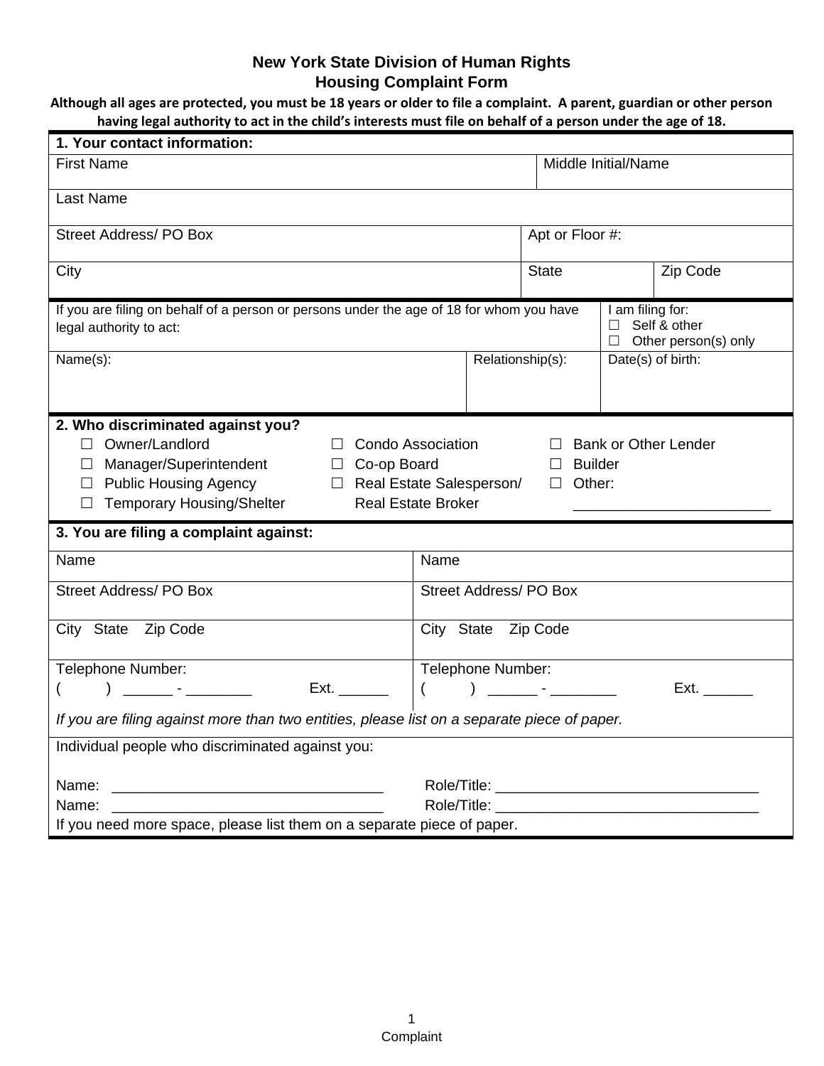# New York State Division of Human Rights
## Housing Complaint Form

**Although all ages are protected, you must be 18 years or older to file a complaint. A parent, guardian or other person having legal authority to act in the child's interests must file on behalf of a person under the age of 18.**

### 1. Your contact information:

| | | |
|---|---|---|
| First Name | | Middle Initial/Name |
| Last Name | | |
| Street Address/ PO Box | Apt or Floor #: | |
| City | State | Zip Code |

| | | |
|---|---|---|
| If you are filing on behalf of a person or persons under the age of 18 for whom you have legal authority to act: | | I am filing for: ☐ Self & other ☐ Other person(s) only |
| Name(s): | Relationship(s): | Date(s) of birth: |

### 2. Who discriminated against you?

☐ Owner/Landlord
☐ Manager/Superintendent
☐ Public Housing Agency
☐ Temporary Housing/Shelter
☐ Condo Association
☐ Co-op Board
☐ Real Estate Salesperson/ Real Estate Broker
☐ Bank or Other Lender
☐ Builder
☐ Other: ______________________

### 3. You are filing a complaint against:

| | |
|---|---|
| Name | Name |
| Street Address/ PO Box | Street Address/ PO Box |
| City State Zip Code | City State Zip Code |
| Telephone Number: ( ) ______ - ________ Ext. ______ | Telephone Number: ( ) ______ - ________ Ext. ______ |

*If you are filing against more than two entities, please list on a separate piece of paper.*

Individual people who discriminated against you:

Name: ________________________________ Role/Title: ________________________________

Name: ________________________________ Role/Title: ________________________________

If you need more space, please list them on a separate piece of paper.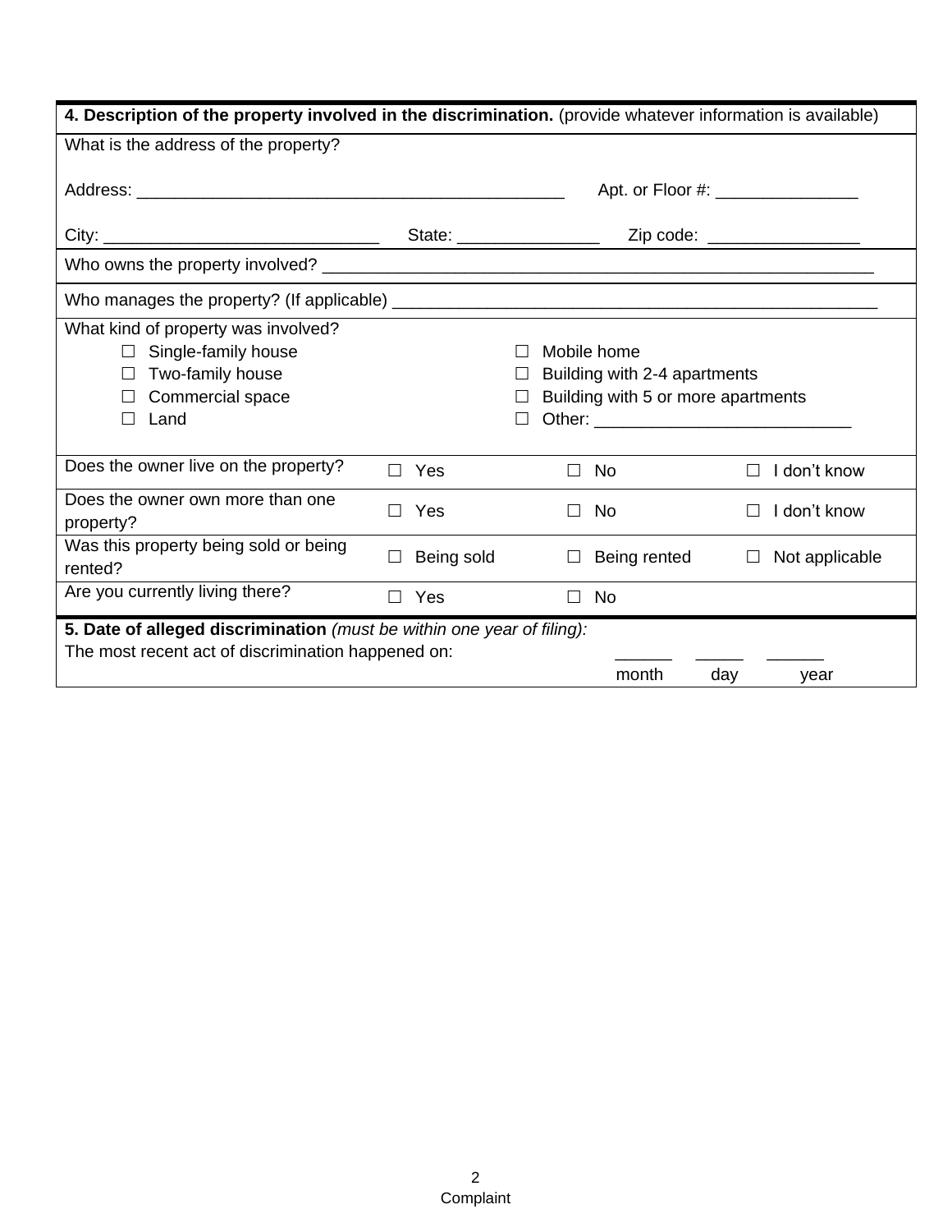**4. Description of the property involved in the discrimination.** (provide whatever information is available)

What is the address of the property?

Address: ____________________________________________ Apt. or Floor #: _______________

City: ____________________________ State: _______________ Zip code: ________________

Who owns the property involved? ____________________________________________________________

Who manages the property? (If applicable) __________________________________________________

What kind of property was involved?

- ☐ Single-family house
- ☐ Two-family house
- ☐ Commercial space
- ☐ Land
- ☐ Mobile home
- ☐ Building with 2-4 apartments
- ☐ Building with 5 or more apartments
- ☐ Other: ___________________________

| | | | |
|---|---|---|---|
| Does the owner live on the property? | ☐ Yes | ☐ No | ☐ I don't know |
| Does the owner own more than one property? | ☐ Yes | ☐ No | ☐ I don't know |
| Was this property being sold or being rented? | ☐ Being sold | ☐ Being rented | ☐ Not applicable |
| Are you currently living there? | ☐ Yes | ☐ No | |

**5. Date of alleged discrimination** *(must be within one year of filing):*

The most recent act of discrimination happened on: ______ ______ ______

month day year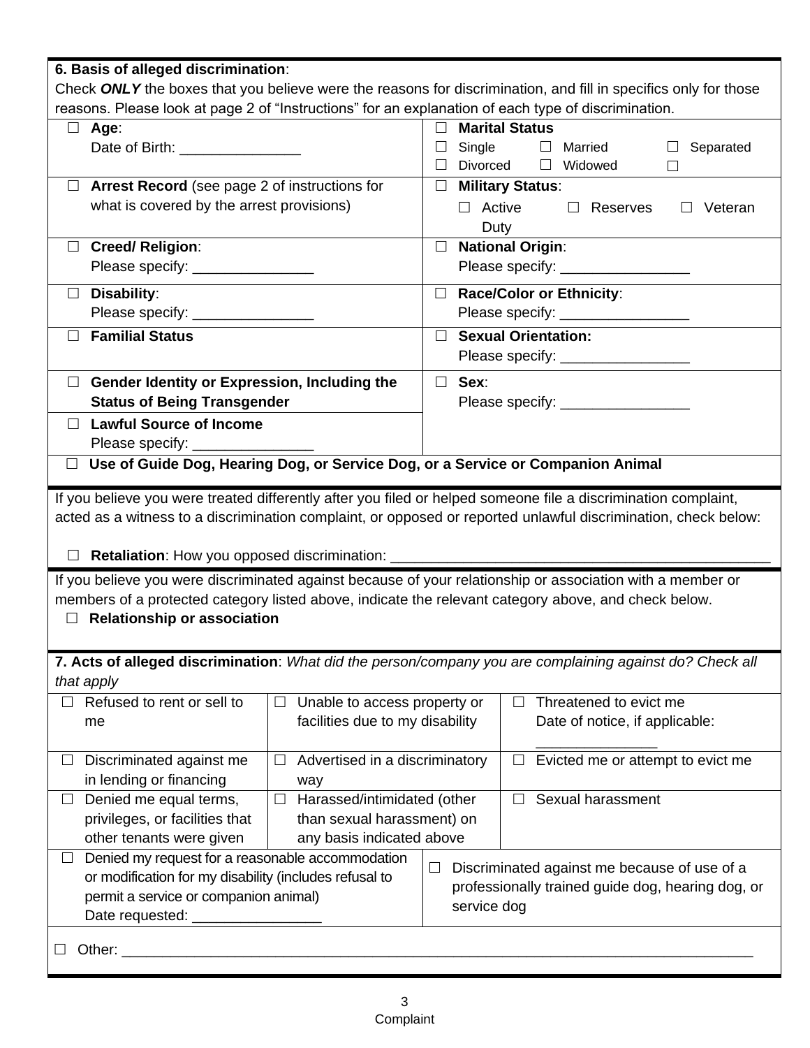**6. Basis of alleged discrimination**:

Check ***ONLY*** the boxes that you believe were the reasons for discrimination, and fill in specifics only for those reasons. Please look at page 2 of "Instructions" for an explanation of each type of discrimination.

| | |
|---|---|
| ☐ **Age**: Date of Birth: _______________ | ☐ **Marital Status** ☐ Single ☐ Married ☐ Separated ☐ Divorced ☐ Widowed ☐ |
| ☐ **Arrest Record** (see page 2 of instructions for what is covered by the arrest provisions) | ☐ **Military Status**: ☐ Active Duty ☐ Reserves ☐ Veteran |
| ☐ **Creed/ Religion**: Please specify: _______________ | ☐ **National Origin**: Please specify: ________________ |
| ☐ **Disability**: Please specify: _______________ | ☐ **Race/Color or Ethnicity**: Please specify: ________________ |
| ☐ **Familial Status** | ☐ **Sexual Orientation:** Please specify: ________________ |
| ☐ **Gender Identity or Expression, Including the Status of Being Transgender** | ☐ **Sex**: Please specify: ________________ |
| ☐ **Lawful Source of Income** Please specify: _______________ | |
| ☐ **Use of Guide Dog, Hearing Dog, or Service Dog, or a Service or Companion Animal** | |

If you believe you were treated differently after you filed or helped someone file a discrimination complaint, acted as a witness to a discrimination complaint, or opposed or reported unlawful discrimination, check below:

☐ **Retaliation**: How you opposed discrimination: ______________________________________________

If you believe you were discriminated against because of your relationship or association with a member or members of a protected category listed above, indicate the relevant category above, and check below.

☐ **Relationship or association**

**7. Acts of alleged discrimination**: *What did the person/company you are complaining against do? Check all that apply*

| | | |
|---|---|---|
| ☐ Refused to rent or sell to me | ☐ Unable to access property or facilities due to my disability | ☐ Threatened to evict me Date of notice, if applicable: _______________ |
| ☐ Discriminated against me in lending or financing | ☐ Advertised in a discriminatory way | ☐ Evicted me or attempt to evict me |
| ☐ Denied me equal terms, privileges, or facilities that other tenants were given | ☐ Harassed/intimidated (other than sexual harassment) on any basis indicated above | ☐ Sexual harassment |
| ☐ Denied my request for a reasonable accommodation or modification for my disability (includes refusal to permit a service or companion animal) Date requested: ________________ | ☐ Discriminated against me because of use of a professionally trained guide dog, hearing dog, or service dog | |

☐ Other: ________________________________________________________________________________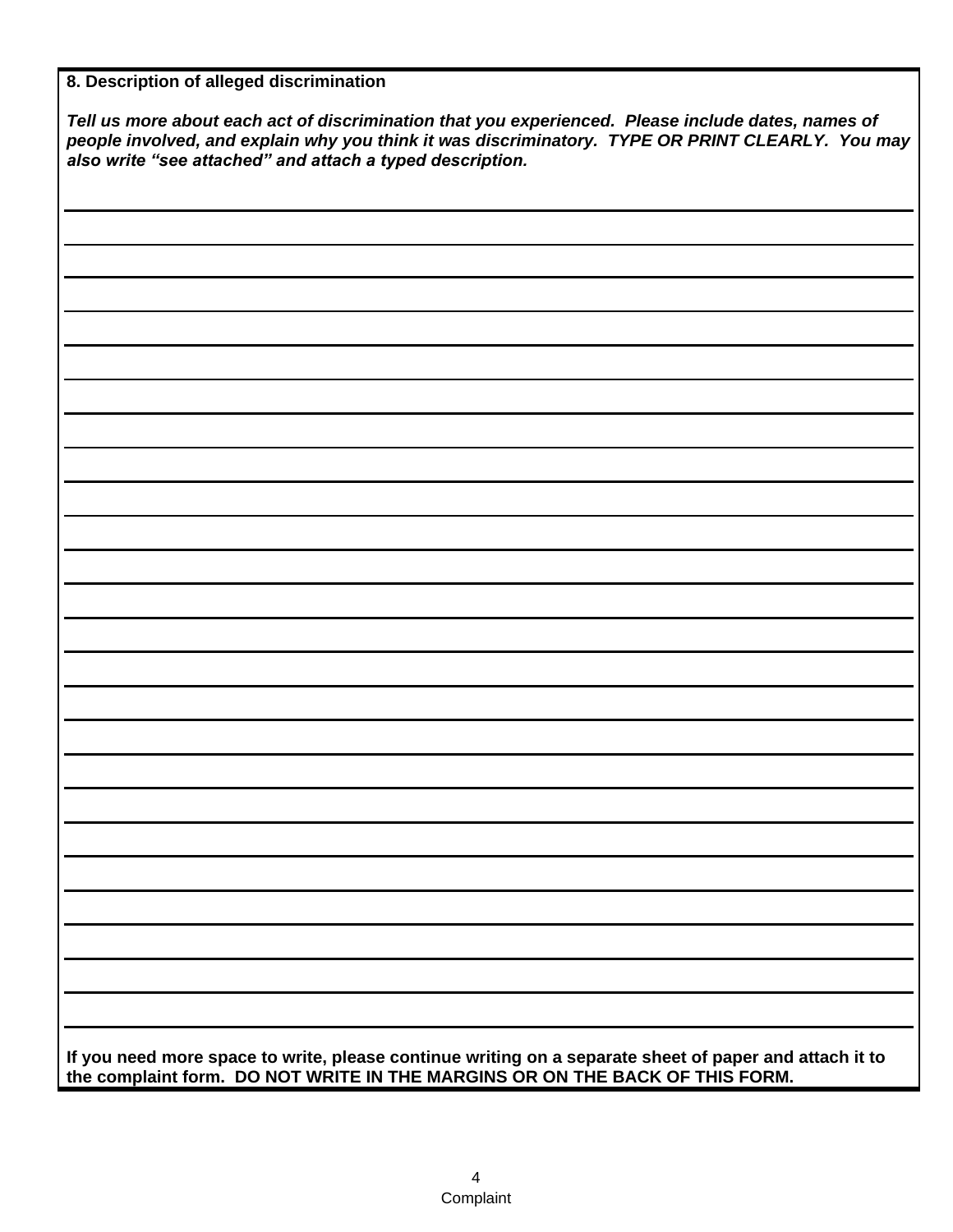**8. Description of alleged discrimination**

***Tell us more about each act of discrimination that you experienced. Please include dates, names of people involved, and explain why you think it was discriminatory. TYPE OR PRINT CLEARLY. You may also write "see attached" and attach a typed description.***

**If you need more space to write, please continue writing on a separate sheet of paper and attach it to the complaint form. DO NOT WRITE IN THE MARGINS OR ON THE BACK OF THIS FORM.**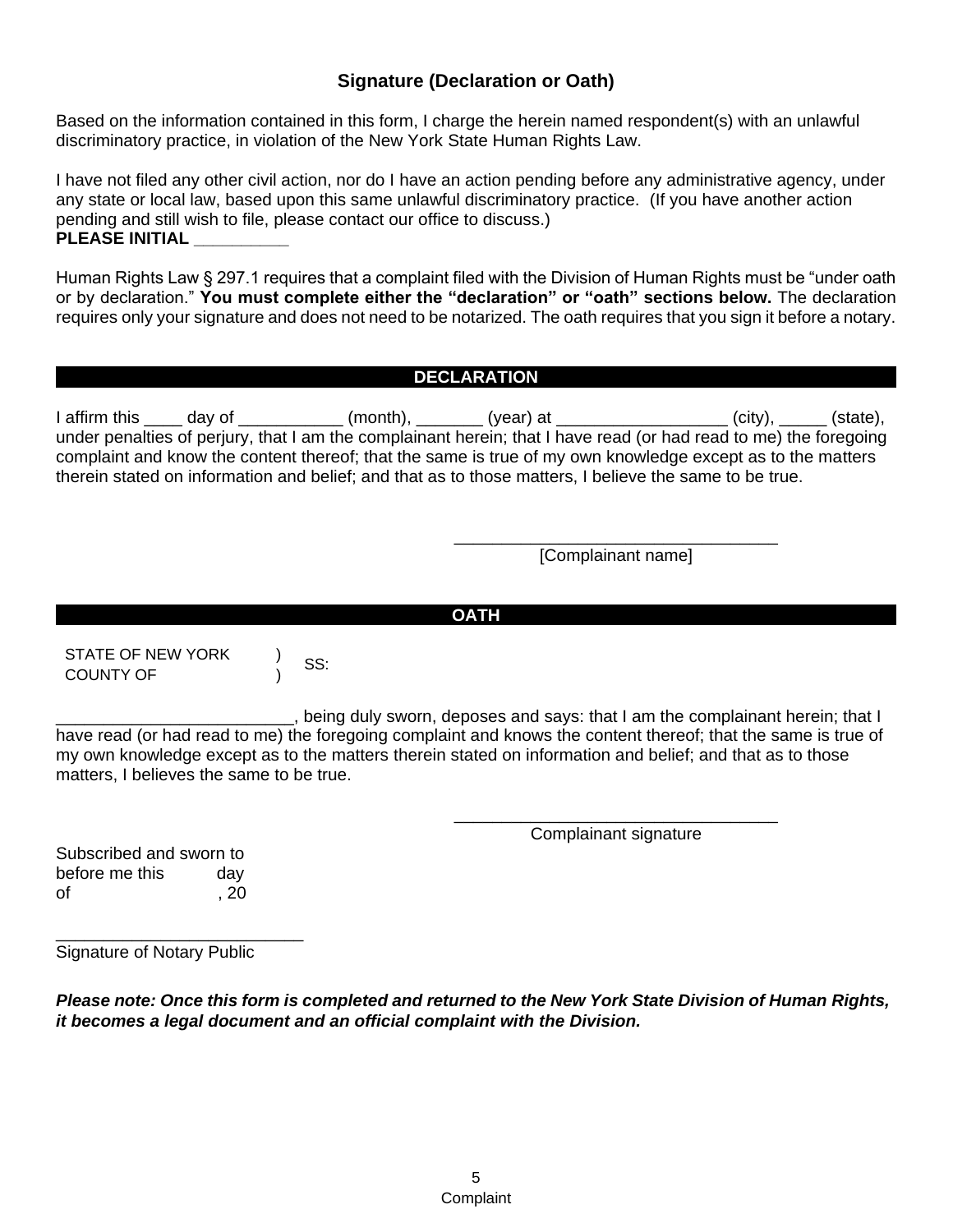## Signature (Declaration or Oath)

Based on the information contained in this form, I charge the herein named respondent(s) with an unlawful discriminatory practice, in violation of the New York State Human Rights Law.

I have not filed any other civil action, nor do I have an action pending before any administrative agency, under any state or local law, based upon this same unlawful discriminatory practice. (If you have another action pending and still wish to file, please contact our office to discuss.)
**PLEASE INITIAL __________**

Human Rights Law § 297.1 requires that a complaint filed with the Division of Human Rights must be "under oath or by declaration." **You must complete either the "declaration" or "oath" sections below.** The declaration requires only your signature and does not need to be notarized. The oath requires that you sign it before a notary.

### DECLARATION

I affirm this ____ day of ___________ (month), _______ (year) at __________________ (city), _____ (state), under penalties of perjury, that I am the complainant herein; that I have read (or had read to me) the foregoing complaint and know the content thereof; that the same is true of my own knowledge except as to the matters therein stated on information and belief; and that as to those matters, I believe the same to be true.

__________________________________
[Complainant name]

### OATH

STATE OF NEW YORK )
COUNTY OF ) SS:

_________________________, being duly sworn, deposes and says: that I am the complainant herein; that I have read (or had read to me) the foregoing complaint and knows the content thereof; that the same is true of my own knowledge except as to the matters therein stated on information and belief; and that as to those matters, I believes the same to be true.

__________________________________
Complainant signature

Subscribed and sworn to
before me this day
of , 20

__________________________
Signature of Notary Public

***Please note: Once this form is completed and returned to the New York State Division of Human Rights, it becomes a legal document and an official complaint with the Division.***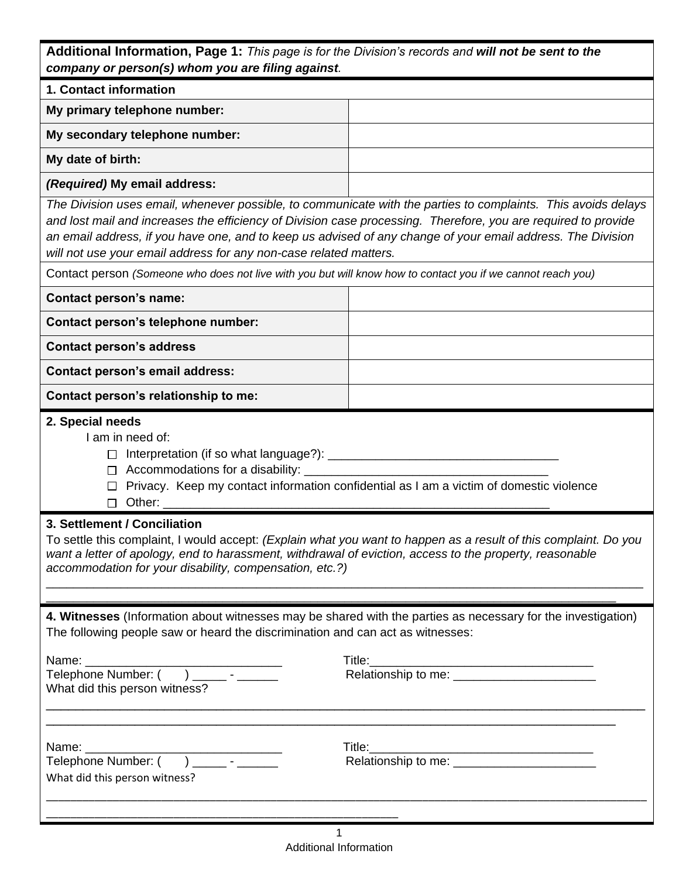**Additional Information, Page 1:** *This page is for the Division's records and* ***will not be sent to the company or person(s) whom you are filing against****.*

**1. Contact information**

| | |
|---|---|
| **My primary telephone number:** | |
| **My secondary telephone number:** | |
| **My date of birth:** | |
| ***(Required)*** **My email address:** | |

*The Division uses email, whenever possible, to communicate with the parties to complaints. This avoids delays and lost mail and increases the efficiency of Division case processing. Therefore, you are required to provide an email address, if you have one, and to keep us advised of any change of your email address. The Division will not use your email address for any non-case related matters.*

Contact person *(Someone who does not live with you but will know how to contact you if we cannot reach you)*

| | |
|---|---|
| **Contact person's name:** | |
| **Contact person's telephone number:** | |
| **Contact person's address** | |
| **Contact person's email address:** | |
| **Contact person's relationship to me:** | |

**2. Special needs**

I am in need of:

- ☐ Interpretation (if so what language?): ___________________________________
- ☐ Accommodations for a disability: ____________________________________
- ☐ Privacy. Keep my contact information confidential as I am a victim of domestic violence
- ☐ Other: ____________________________________________________________

**3. Settlement / Conciliation**

To settle this complaint, I would accept: *(Explain what you want to happen as a result of this complaint. Do you want a letter of apology, end to harassment, withdrawal of eviction, access to the property, reasonable accommodation for your disability, compensation, etc.?)*

__________________________________________________________________________________________

__________________________________________________________________________________________

**4. Witnesses** (Information about witnesses may be shared with the parties as necessary for the investigation)

The following people saw or heard the discrimination and can act as witnesses:

Name: ______________________________ Title:__________________________________

Telephone Number: ( ) _____ - ______ Relationship to me: _____________________

What did this person witness?

__________________________________________________________________________________________

__________________________________________________________________________________________

Name: ______________________________ Title:__________________________________

Telephone Number: ( ) _____ - ______ Relationship to me: ______________________

What did this person witness?

__________________________________________________________________________________________

______________________________________________________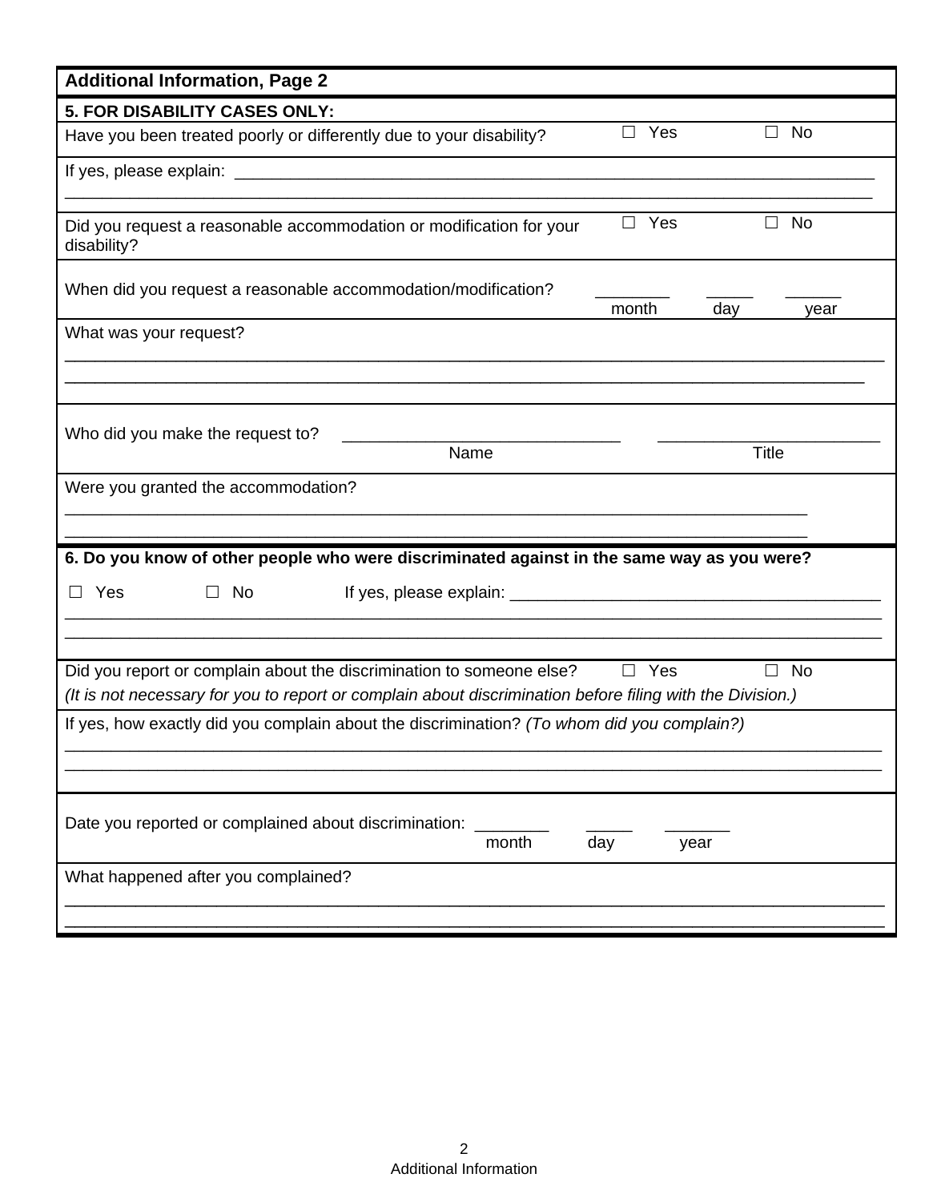## Additional Information, Page 2

**5. FOR DISABILITY CASES ONLY:**

Have you been treated poorly or differently due to your disability? ☐ Yes ☐ No

If yes, please explain: ______________________________________________________________________

_____________________________________________________________________________________

Did you request a reasonable accommodation or modification for your disability? ☐ Yes ☐ No

When did you request a reasonable accommodation/modification? _______ _____ ______
month day year

What was your request?

_____________________________________________________________________________________

_____________________________________________________________________________________

Who did you make the request to? ____________________________ ______________________
Name Title

Were you granted the accommodation?

_____________________________________________________________________________________

_____________________________________________________________________________________

**6. Do you know of other people who were discriminated against in the same way as you were?**

☐ Yes ☐ No If yes, please explain: ______________________________________

_____________________________________________________________________________________

_____________________________________________________________________________________

Did you report or complain about the discrimination to someone else? ☐ Yes ☐ No

*(It is not necessary for you to report or complain about discrimination before filing with the Division.)*

If yes, how exactly did you complain about the discrimination? *(To whom did you complain?)*

_____________________________________________________________________________________

_____________________________________________________________________________________

Date you reported or complained about discrimination: ________ _____ _______
month day year

What happened after you complained?

_____________________________________________________________________________________

_____________________________________________________________________________________

Additional Information